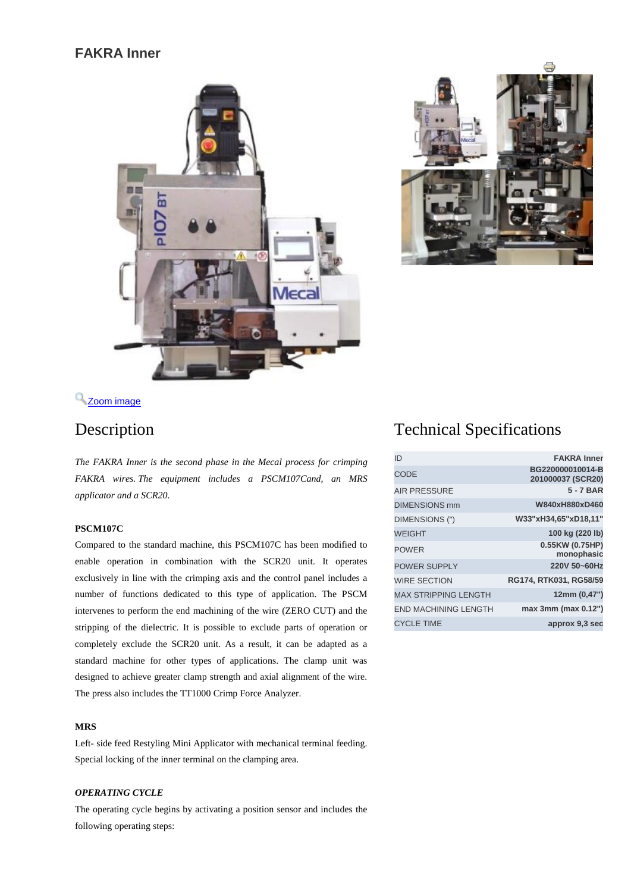# FAKRA Inner

Zoom image

## Description

*The FAKRA Inner is the second phase in the Mecal process for crimping FAKRA wires. The equipment includes a PSCM107Cand, an MRS applicator and a SCR20.*

**PSCM107C**

Compared to the standard machine, this PSCM107C has been modified to enable operation in combination with the SCR20 unit. It operates exclusively in line with the crimping axis and the control panel includes a number of functions dedicated to this type of application. The PSCM intervenes to perform the end machining of the wire (ZERO CUT) and the stripping of the dielectric. It is possible to exclude parts of operation or completely exclude the SCR20 unit. As a result, it can be adapted as a standard machine for other types of applications. The clamp unit was designed to achieve greater clamp strength and axial alignment of the wire. The press also includes the TT1000 Crimp Force Analyzer.

**MRS**

Left- side feed Restyling Mini Applicator with mechanical terminal feeding. Special locking of the inner terminal on the clamping area.

***OPERATING CYCLE***

The operating cycle begins by activating a position sensor and includes the following operating steps:

## Technical Specifications

| ID | FAKRA Inner |
|---|---|
| CODE | BG220000010014-B 201000037 (SCR20) |
| AIR PRESSURE | 5 - 7 BAR |
| DIMENSIONS mm | W840xH880xD460 |
| DIMENSIONS (") | W33"xH34,65"xD18,11" |
| WEIGHT | 100 kg (220 lb) |
| POWER | 0.55KW (0.75HP) monophasic |
| POWER SUPPLY | 220V 50~60Hz |
| WIRE SECTION | RG174, RTK031, RG58/59 |
| MAX STRIPPING LENGTH | 12mm (0,47") |
| END MACHINING LENGTH | max 3mm (max 0.12") |
| CYCLE TIME | approx 9,3 sec |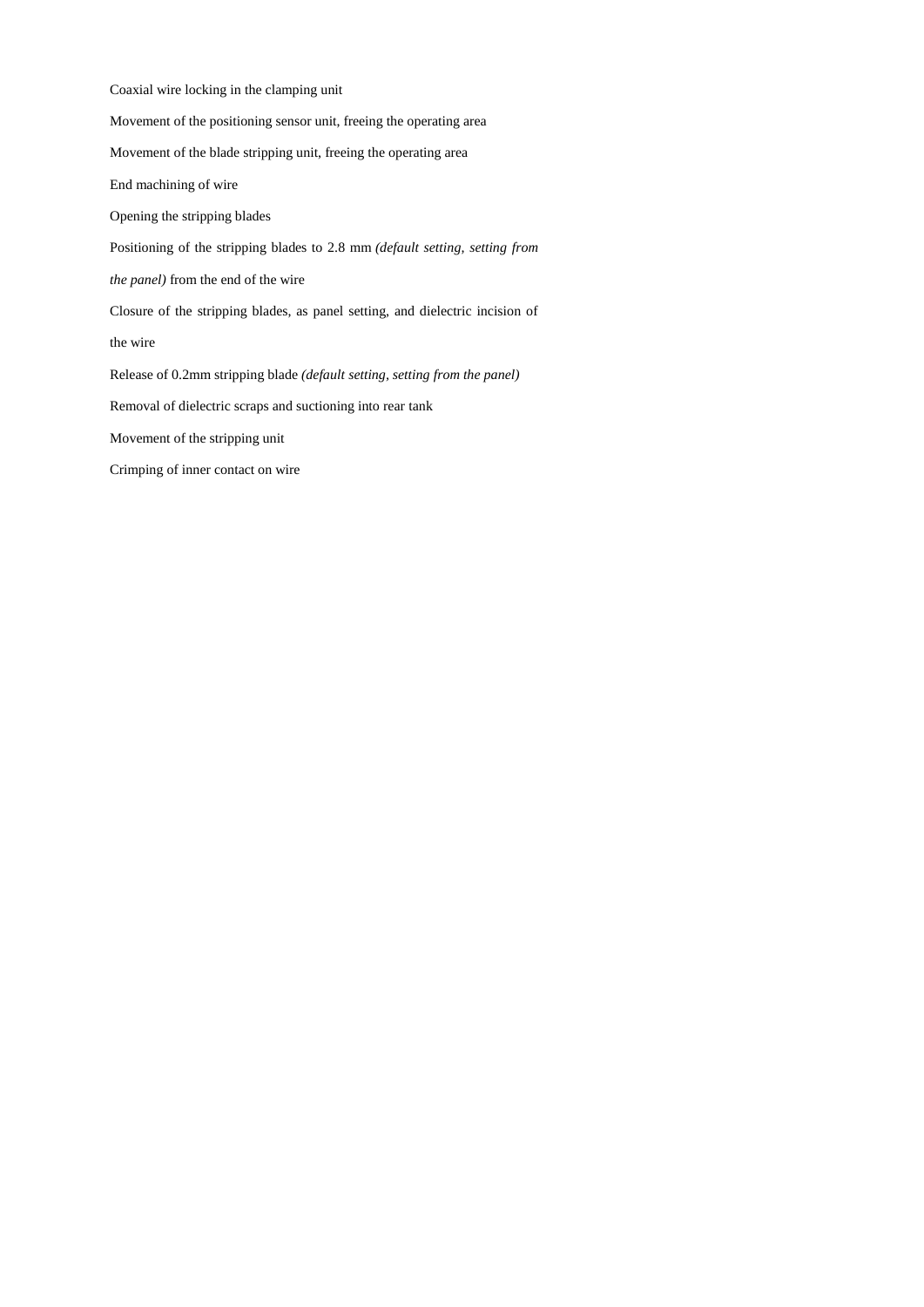Coaxial wire locking in the clamping unit

Movement of the positioning sensor unit, freeing the operating area

Movement of the blade stripping unit, freeing the operating area

End machining of wire

Opening the stripping blades

Positioning of the stripping blades to 2.8 mm *(default setting, setting from the panel)* from the end of the wire

Closure of the stripping blades, as panel setting, and dielectric incision of the wire

Release of 0.2mm stripping blade *(default setting, setting from the panel)*

Removal of dielectric scraps and suctioning into rear tank

Movement of the stripping unit

Crimping of inner contact on wire